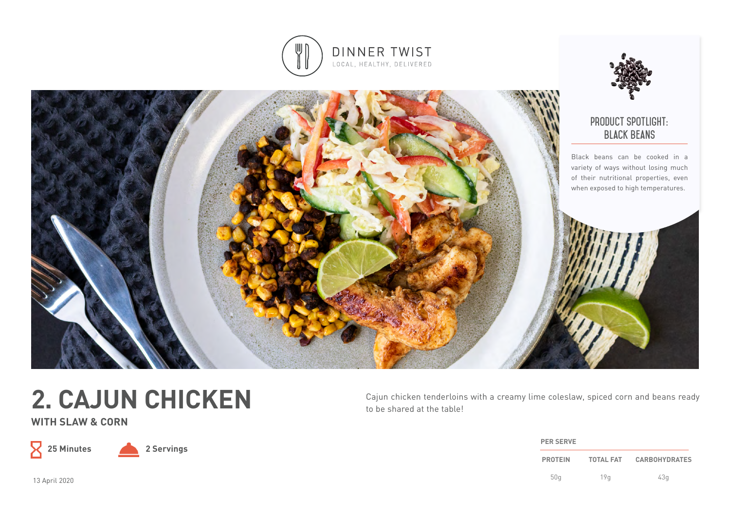DINNER TWIST

LOCAL, HEALTHY, DELIVERED

## PRODUCT SPOTLIGHT: BLACK BEANS

Black beans can be cooked in a variety of ways without losing much of their nutritional properties, even when exposed to high temperatures.

# 2. CAJUN CHICKEN

## WITH SLAW & CORN

**25 Minutes** **2 Servings**

13 April 2020

Cajun chicken tenderloins with a creamy lime coleslaw, spiced corn and beans ready to be shared at the table!

**PER SERVE**

| PROTEIN | TOTAL FAT | CARBOHYDRATES |
|---|---|---|
| 50g | 19g | 43g |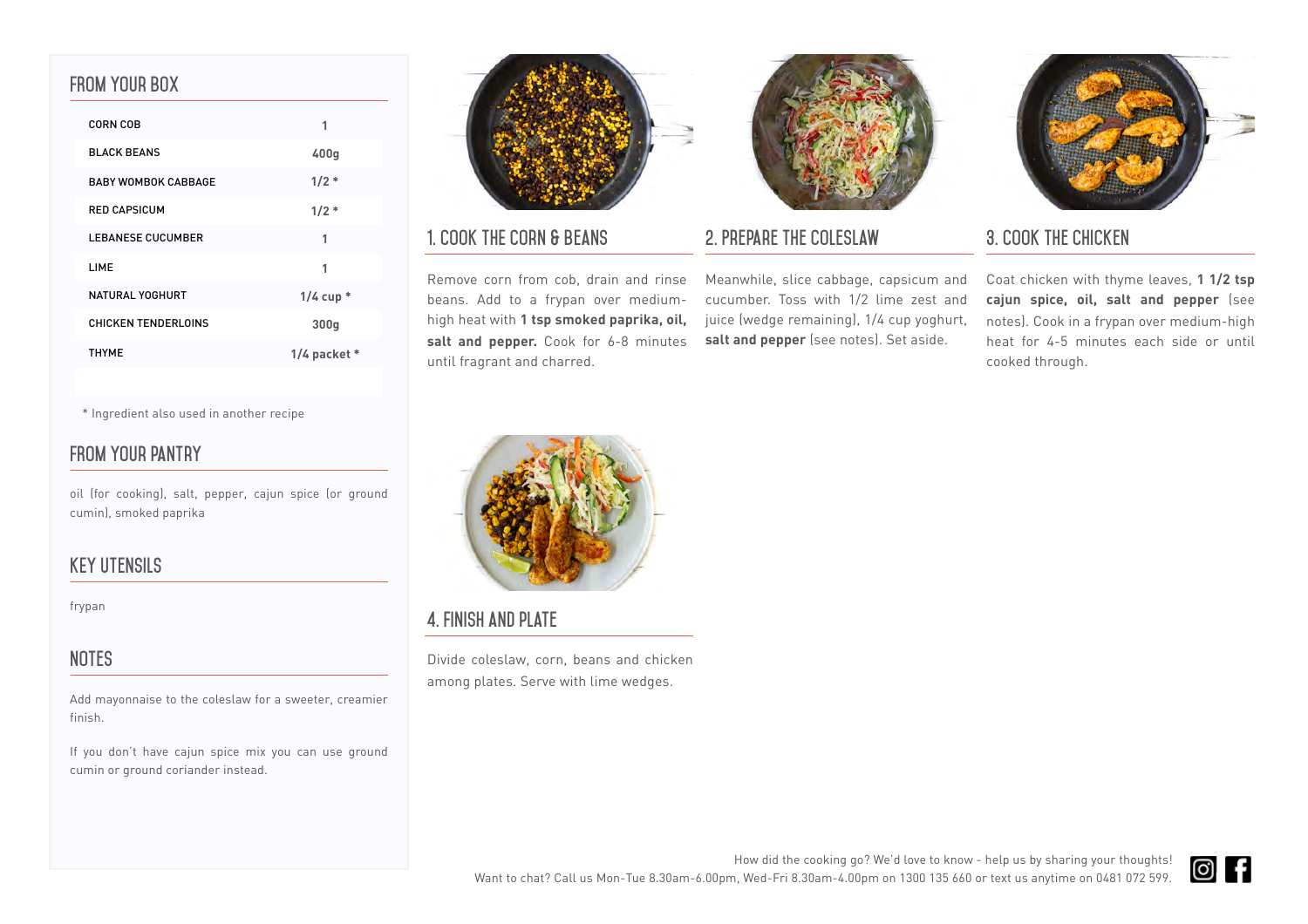## FROM YOUR BOX

| | |
|---|---|
| CORN COB | 1 |
| BLACK BEANS | 400g |
| BABY WOMBOK CABBAGE | 1/2 * |
| RED CAPSICUM | 1/2 * |
| LEBANESE CUCUMBER | 1 |
| LIME | 1 |
| NATURAL YOGHURT | 1/4 cup * |
| CHICKEN TENDERLOINS | 300g |
| THYME | 1/4 packet * |

* Ingredient also used in another recipe

## FROM YOUR PANTRY

oil (for cooking), salt, pepper, cajun spice (or ground cumin), smoked paprika

## KEY UTENSILS

frypan

## NOTES

Add mayonnaise to the coleslaw for a sweeter, creamier finish.

If you don't have cajun spice mix you can use ground cumin or ground coriander instead.

## 1. COOK THE CORN & BEANS

Remove corn from cob, drain and rinse beans. Add to a frypan over medium-high heat with **1 tsp smoked paprika, oil, salt and pepper.** Cook for 6-8 minutes until fragrant and charred.

## 2. PREPARE THE COLESLAW

Meanwhile, slice cabbage, capsicum and cucumber. Toss with 1/2 lime zest and juice (wedge remaining), 1/4 cup yoghurt, **salt and pepper** (see notes). Set aside.

## 3. COOK THE CHICKEN

Coat chicken with thyme leaves, **1 1/2 tsp cajun spice, oil, salt and pepper** (see notes). Cook in a frypan over medium-high heat for 4-5 minutes each side or until cooked through.

## 4. FINISH AND PLATE

Divide coleslaw, corn, beans and chicken among plates. Serve with lime wedges.

How did the cooking go? We'd love to know - help us by sharing your thoughts!
Want to chat? Call us Mon-Tue 8.30am-6.00pm, Wed-Fri 8.30am-4.00pm on 1300 135 660 or text us anytime on 0481 072 599.